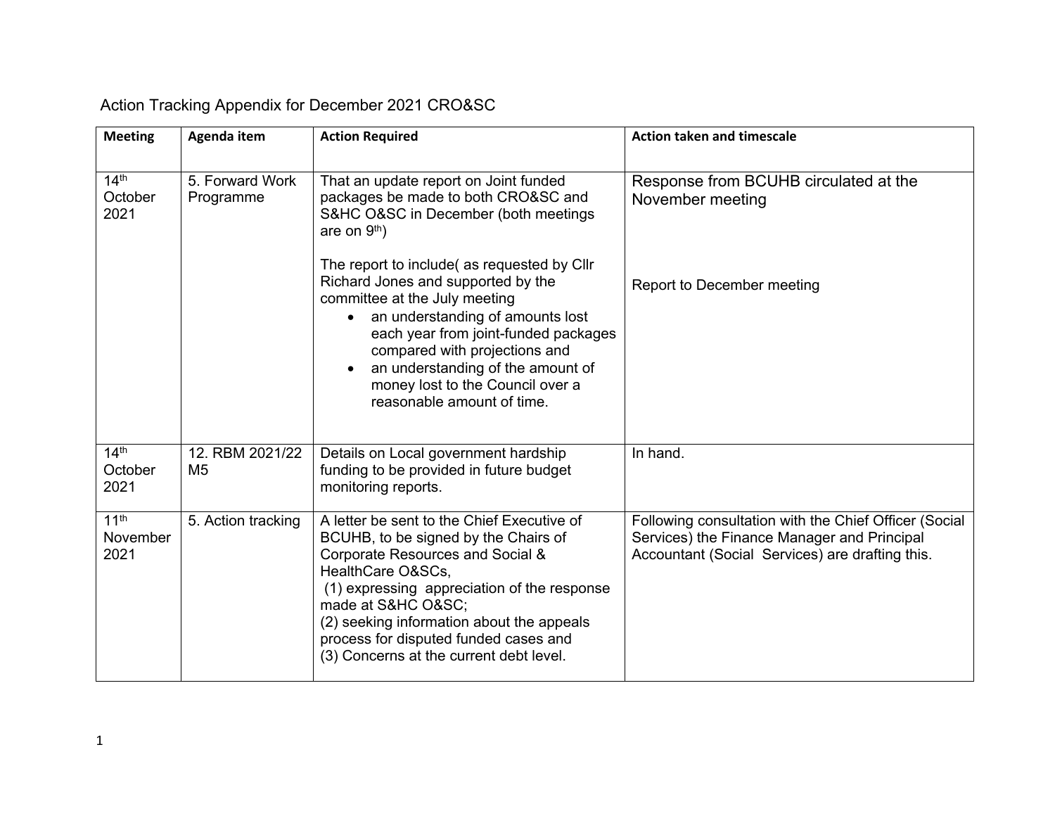Action Tracking Appendix for December 2021 CRO&SC

| Meeting | Agenda item | Action Required | Action taken and timescale |
| --- | --- | --- | --- |
| 14th October 2021 | 5. Forward Work Programme | That an update report on Joint funded packages be made to both CRO&SC and S&HC O&SC in December (both meetings are on 9th)<br><br>The report to include( as requested by Cllr Richard Jones and supported by the committee at the July meeting<br>• an understanding of amounts lost each year from joint-funded packages compared with projections and<br>• an understanding of the amount of money lost to the Council over a reasonable amount of time. | Response from BCUHB circulated at the November meeting<br><br>Report to December meeting |
| 14th October 2021 | 12. RBM 2021/22 M5 | Details on Local government hardship funding to be provided in future budget monitoring reports. | In hand. |
| 11th November 2021 | 5. Action tracking | A letter be sent to the Chief Executive of BCUHB, to be signed by the Chairs of Corporate Resources and Social & HealthCare O&SCs,<br>(1) expressing appreciation of the response made at S&HC O&SC;<br>(2) seeking information about the appeals process for disputed funded cases and<br>(3) Concerns at the current debt level. | Following consultation with the Chief Officer (Social Services) the Finance Manager and Principal Accountant (Social Services) are drafting this. |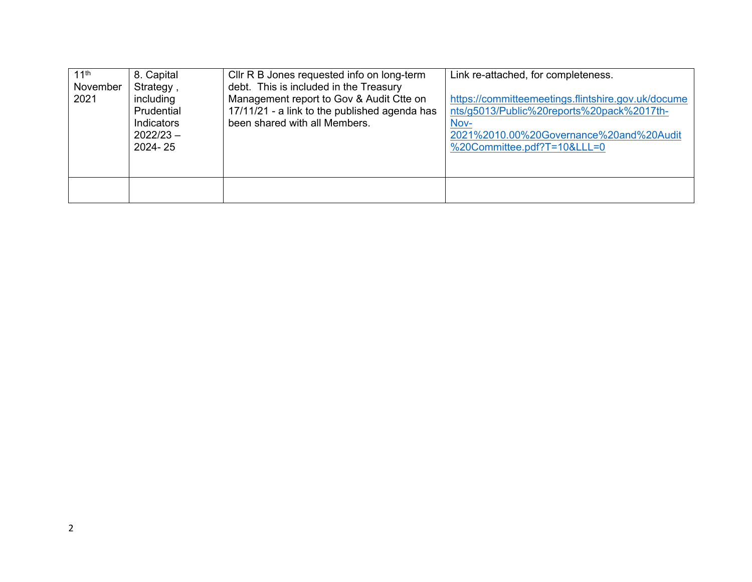| | | | |
|---|---|---|---|
| 11th November 2021 | 8. Capital Strategy , including Prudential Indicators 2022/23 – 2024- 25 | Cllr R B Jones requested info on long-term debt. This is included in the Treasury Management report to Gov & Audit Ctte on 17/11/21 - a link to the published agenda has been shared with all Members. | Link re-attached, for completeness.<br><br>https://committeemeetings.flintshire.gov.uk/documents/g5013/Public%20reports%20pack%2017th-Nov-2021%2010.00%20Governance%20and%20Audit%20Committee.pdf?T=10&LLL=0 |
| | | | |